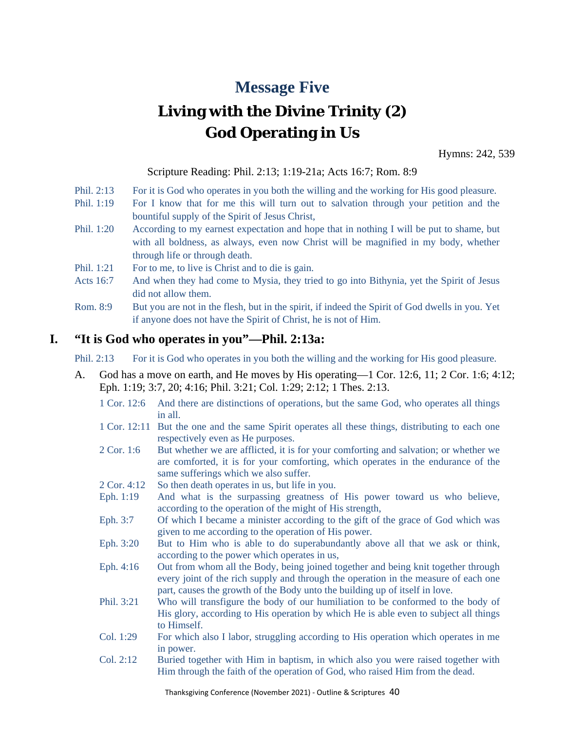# Message Five

# Living with the Divine Trinity (2)
# God Operating in Us

Hymns: 242, 539

Scripture Reading: Phil. 2:13; 1:19-21a; Acts 16:7; Rom. 8:9

Phil. 2:13 For it is God who operates in you both the willing and the working for His good pleasure.

Phil. 1:19 For I know that for me this will turn out to salvation through your petition and the bountiful supply of the Spirit of Jesus Christ,

Phil. 1:20 According to my earnest expectation and hope that in nothing I will be put to shame, but with all boldness, as always, even now Christ will be magnified in my body, whether through life or through death.

Phil. 1:21 For to me, to live is Christ and to die is gain.

Acts 16:7 And when they had come to Mysia, they tried to go into Bithynia, yet the Spirit of Jesus did not allow them.

Rom. 8:9 But you are not in the flesh, but in the spirit, if indeed the Spirit of God dwells in you. Yet if anyone does not have the Spirit of Christ, he is not of Him.

## I. "It is God who operates in you"—Phil. 2:13a:

Phil. 2:13 For it is God who operates in you both the willing and the working for His good pleasure.

A. God has a move on earth, and He moves by His operating—1 Cor. 12:6, 11; 2 Cor. 1:6; 4:12; Eph. 1:19; 3:7, 20; 4:16; Phil. 3:21; Col. 1:29; 2:12; 1 Thes. 2:13.

1 Cor. 12:6 And there are distinctions of operations, but the same God, who operates all things in all.

1 Cor. 12:11 But the one and the same Spirit operates all these things, distributing to each one respectively even as He purposes.

2 Cor. 1:6 But whether we are afflicted, it is for your comforting and salvation; or whether we are comforted, it is for your comforting, which operates in the endurance of the same sufferings which we also suffer.

2 Cor. 4:12 So then death operates in us, but life in you.

Eph. 1:19 And what is the surpassing greatness of His power toward us who believe, according to the operation of the might of His strength,

Eph. 3:7 Of which I became a minister according to the gift of the grace of God which was given to me according to the operation of His power.

Eph. 3:20 But to Him who is able to do superabundantly above all that we ask or think, according to the power which operates in us,

Eph. 4:16 Out from whom all the Body, being joined together and being knit together through every joint of the rich supply and through the operation in the measure of each one part, causes the growth of the Body unto the building up of itself in love.

Phil. 3:21 Who will transfigure the body of our humiliation to be conformed to the body of His glory, according to His operation by which He is able even to subject all things to Himself.

Col. 1:29 For which also I labor, struggling according to His operation which operates in me in power.

Col. 2:12 Buried together with Him in baptism, in which also you were raised together with Him through the faith of the operation of God, who raised Him from the dead.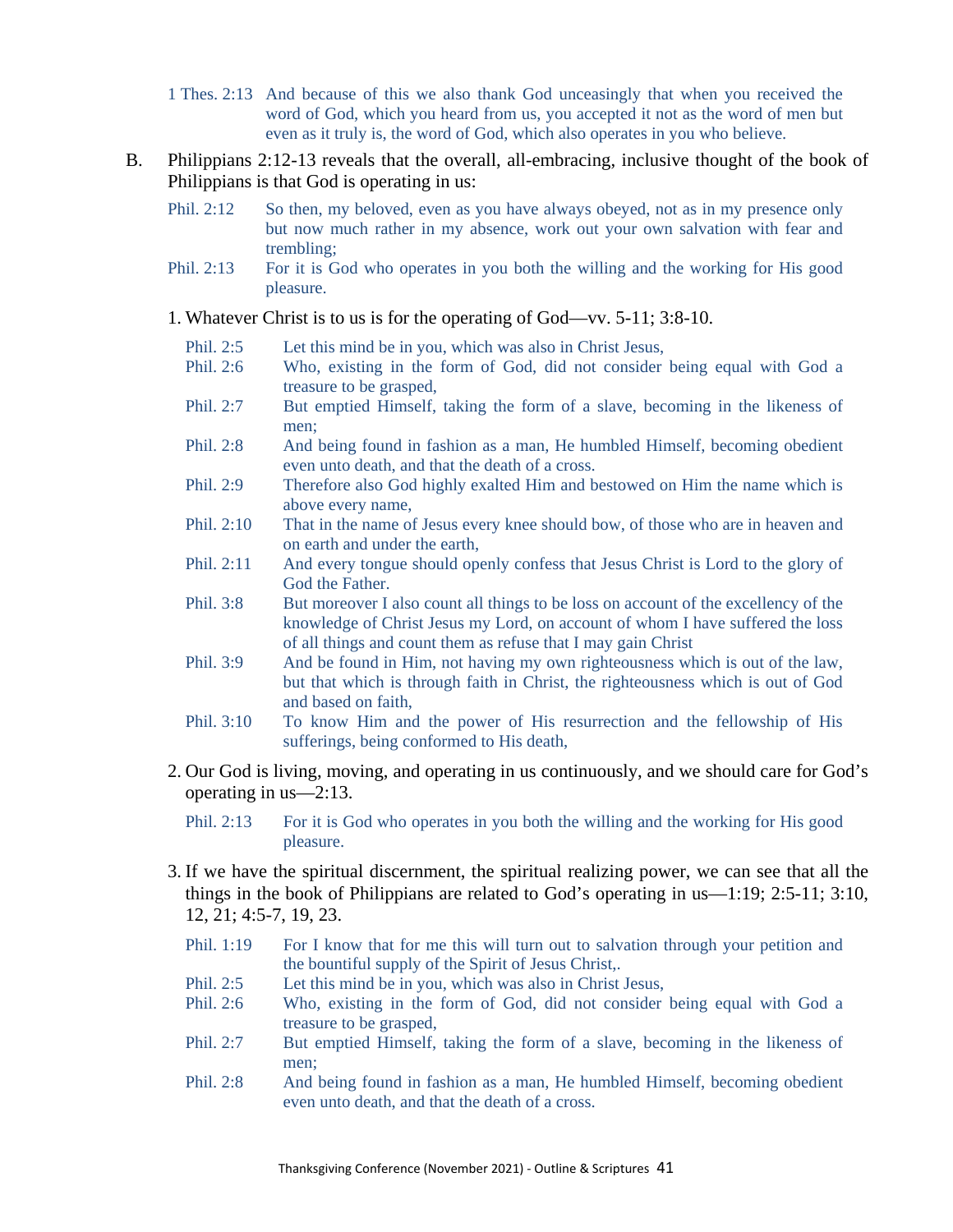1 Thes. 2:13 And because of this we also thank God unceasingly that when you received the word of God, which you heard from us, you accepted it not as the word of men but even as it truly is, the word of God, which also operates in you who believe.

B. Philippians 2:12-13 reveals that the overall, all-embracing, inclusive thought of the book of Philippians is that God is operating in us:

Phil. 2:12 So then, my beloved, even as you have always obeyed, not as in my presence only but now much rather in my absence, work out your own salvation with fear and trembling;

Phil. 2:13 For it is God who operates in you both the willing and the working for His good pleasure.

1. Whatever Christ is to us is for the operating of God—vv. 5-11; 3:8-10.

Phil. 2:5 Let this mind be in you, which was also in Christ Jesus,

Phil. 2:6 Who, existing in the form of God, did not consider being equal with God a treasure to be grasped,

Phil. 2:7 But emptied Himself, taking the form of a slave, becoming in the likeness of men;

Phil. 2:8 And being found in fashion as a man, He humbled Himself, becoming obedient even unto death, and that the death of a cross.

Phil. 2:9 Therefore also God highly exalted Him and bestowed on Him the name which is above every name,

Phil. 2:10 That in the name of Jesus every knee should bow, of those who are in heaven and on earth and under the earth,

Phil. 2:11 And every tongue should openly confess that Jesus Christ is Lord to the glory of God the Father.

Phil. 3:8 But moreover I also count all things to be loss on account of the excellency of the knowledge of Christ Jesus my Lord, on account of whom I have suffered the loss of all things and count them as refuse that I may gain Christ

Phil. 3:9 And be found in Him, not having my own righteousness which is out of the law, but that which is through faith in Christ, the righteousness which is out of God and based on faith,

Phil. 3:10 To know Him and the power of His resurrection and the fellowship of His sufferings, being conformed to His death,

2. Our God is living, moving, and operating in us continuously, and we should care for God's operating in us—2:13.

Phil. 2:13 For it is God who operates in you both the willing and the working for His good pleasure.

3. If we have the spiritual discernment, the spiritual realizing power, we can see that all the things in the book of Philippians are related to God's operating in us—1:19; 2:5-11; 3:10, 12, 21; 4:5-7, 19, 23.

Phil. 1:19 For I know that for me this will turn out to salvation through your petition and the bountiful supply of the Spirit of Jesus Christ,.

Phil. 2:5 Let this mind be in you, which was also in Christ Jesus,

Phil. 2:6 Who, existing in the form of God, did not consider being equal with God a treasure to be grasped,

Phil. 2:7 But emptied Himself, taking the form of a slave, becoming in the likeness of men;

Phil. 2:8 And being found in fashion as a man, He humbled Himself, becoming obedient even unto death, and that the death of a cross.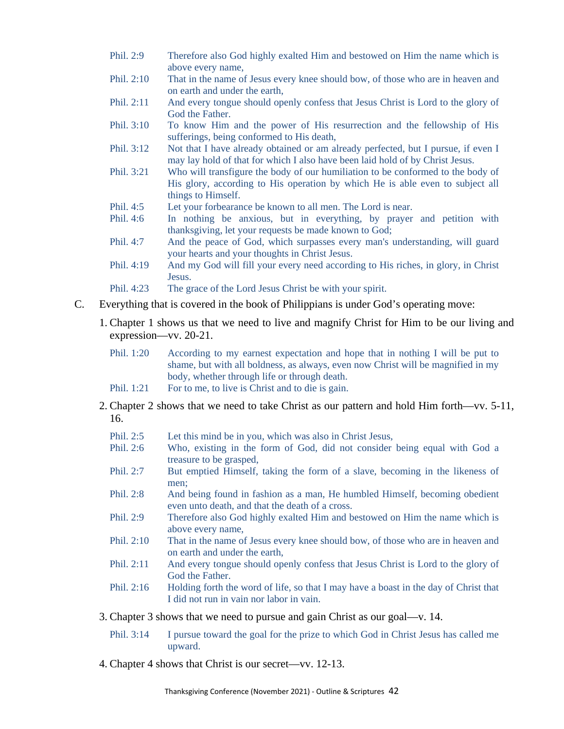| | |
|---|---|
| Phil. 2:9 | Therefore also God highly exalted Him and bestowed on Him the name which is above every name, |
| Phil. 2:10 | That in the name of Jesus every knee should bow, of those who are in heaven and on earth and under the earth, |
| Phil. 2:11 | And every tongue should openly confess that Jesus Christ is Lord to the glory of God the Father. |
| Phil. 3:10 | To know Him and the power of His resurrection and the fellowship of His sufferings, being conformed to His death, |
| Phil. 3:12 | Not that I have already obtained or am already perfected, but I pursue, if even I may lay hold of that for which I also have been laid hold of by Christ Jesus. |
| Phil. 3:21 | Who will transfigure the body of our humiliation to be conformed to the body of His glory, according to His operation by which He is able even to subject all things to Himself. |
| Phil. 4:5 | Let your forbearance be known to all men. The Lord is near. |
| Phil. 4:6 | In nothing be anxious, but in everything, by prayer and petition with thanksgiving, let your requests be made known to God; |
| Phil. 4:7 | And the peace of God, which surpasses every man's understanding, will guard your hearts and your thoughts in Christ Jesus. |
| Phil. 4:19 | And my God will fill your every need according to His riches, in glory, in Christ Jesus. |
| Phil. 4:23 | The grace of the Lord Jesus Christ be with your spirit. |

C. Everything that is covered in the book of Philippians is under God's operating move:

1. Chapter 1 shows us that we need to live and magnify Christ for Him to be our living and expression—vv. 20-21.

| | |
|---|---|
| Phil. 1:20 | According to my earnest expectation and hope that in nothing I will be put to shame, but with all boldness, as always, even now Christ will be magnified in my body, whether through life or through death. |
| Phil. 1:21 | For to me, to live is Christ and to die is gain. |

2. Chapter 2 shows that we need to take Christ as our pattern and hold Him forth—vv. 5-11, 16.

| | |
|---|---|
| Phil. 2:5 | Let this mind be in you, which was also in Christ Jesus, |
| Phil. 2:6 | Who, existing in the form of God, did not consider being equal with God a treasure to be grasped, |
| Phil. 2:7 | But emptied Himself, taking the form of a slave, becoming in the likeness of men; |
| Phil. 2:8 | And being found in fashion as a man, He humbled Himself, becoming obedient even unto death, and that the death of a cross. |
| Phil. 2:9 | Therefore also God highly exalted Him and bestowed on Him the name which is above every name, |
| Phil. 2:10 | That in the name of Jesus every knee should bow, of those who are in heaven and on earth and under the earth, |
| Phil. 2:11 | And every tongue should openly confess that Jesus Christ is Lord to the glory of God the Father. |
| Phil. 2:16 | Holding forth the word of life, so that I may have a boast in the day of Christ that I did not run in vain nor labor in vain. |

3. Chapter 3 shows that we need to pursue and gain Christ as our goal—v. 14.

| | |
|---|---|
| Phil. 3:14 | I pursue toward the goal for the prize to which God in Christ Jesus has called me upward. |

4. Chapter 4 shows that Christ is our secret—vv. 12-13.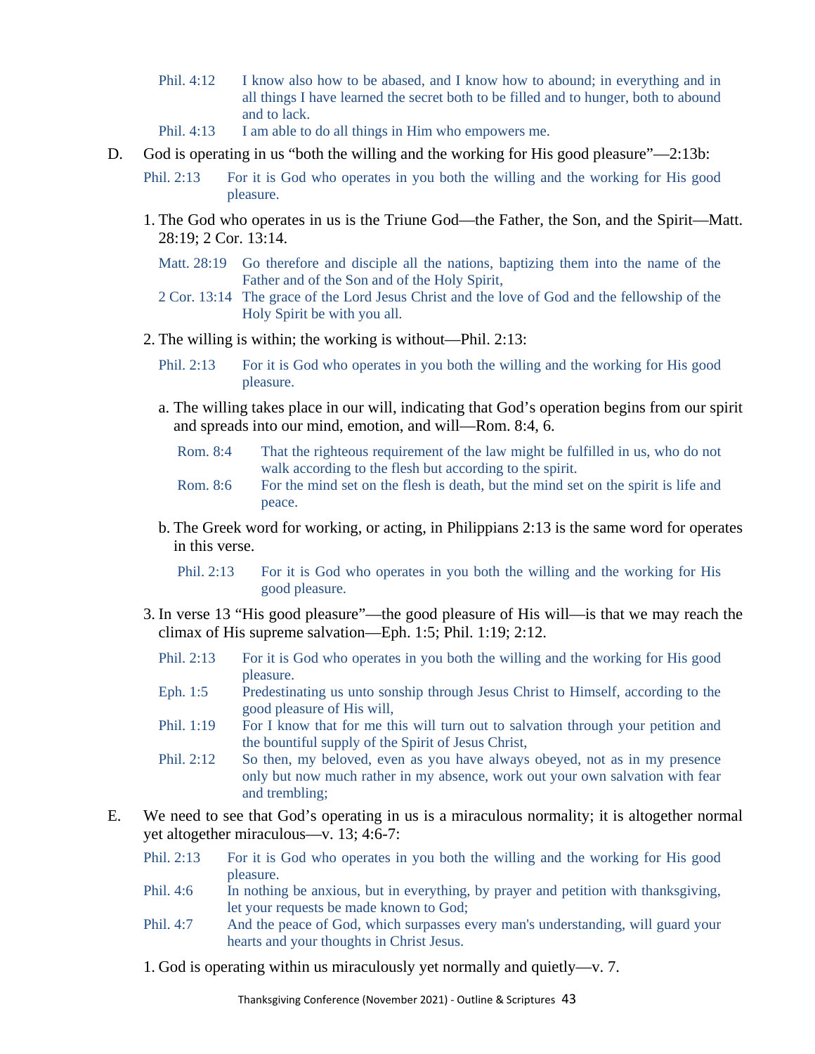Phil. 4:12 I know also how to be abased, and I know how to abound; in everything and in all things I have learned the secret both to be filled and to hunger, both to abound and to lack.

Phil. 4:13 I am able to do all things in Him who empowers me.

D. God is operating in us "both the willing and the working for His good pleasure"—2:13b:

Phil. 2:13 For it is God who operates in you both the willing and the working for His good pleasure.

1. The God who operates in us is the Triune God—the Father, the Son, and the Spirit—Matt. 28:19; 2 Cor. 13:14.

Matt. 28:19 Go therefore and disciple all the nations, baptizing them into the name of the Father and of the Son and of the Holy Spirit,

2 Cor. 13:14 The grace of the Lord Jesus Christ and the love of God and the fellowship of the Holy Spirit be with you all.

2. The willing is within; the working is without—Phil. 2:13:

Phil. 2:13 For it is God who operates in you both the willing and the working for His good pleasure.

a. The willing takes place in our will, indicating that God's operation begins from our spirit and spreads into our mind, emotion, and will—Rom. 8:4, 6.

Rom. 8:4 That the righteous requirement of the law might be fulfilled in us, who do not walk according to the flesh but according to the spirit.

Rom. 8:6 For the mind set on the flesh is death, but the mind set on the spirit is life and peace.

b. The Greek word for working, or acting, in Philippians 2:13 is the same word for operates in this verse.

Phil. 2:13 For it is God who operates in you both the willing and the working for His good pleasure.

3. In verse 13 "His good pleasure"—the good pleasure of His will—is that we may reach the climax of His supreme salvation—Eph. 1:5; Phil. 1:19; 2:12.

Phil. 2:13 For it is God who operates in you both the willing and the working for His good pleasure.

Eph. 1:5 Predestinating us unto sonship through Jesus Christ to Himself, according to the good pleasure of His will,

Phil. 1:19 For I know that for me this will turn out to salvation through your petition and the bountiful supply of the Spirit of Jesus Christ,

Phil. 2:12 So then, my beloved, even as you have always obeyed, not as in my presence only but now much rather in my absence, work out your own salvation with fear and trembling;

E. We need to see that God's operating in us is a miraculous normality; it is altogether normal yet altogether miraculous—v. 13; 4:6-7:

Phil. 2:13 For it is God who operates in you both the willing and the working for His good pleasure.

Phil. 4:6 In nothing be anxious, but in everything, by prayer and petition with thanksgiving, let your requests be made known to God;

Phil. 4:7 And the peace of God, which surpasses every man's understanding, will guard your hearts and your thoughts in Christ Jesus.

1. God is operating within us miraculously yet normally and quietly—v. 7.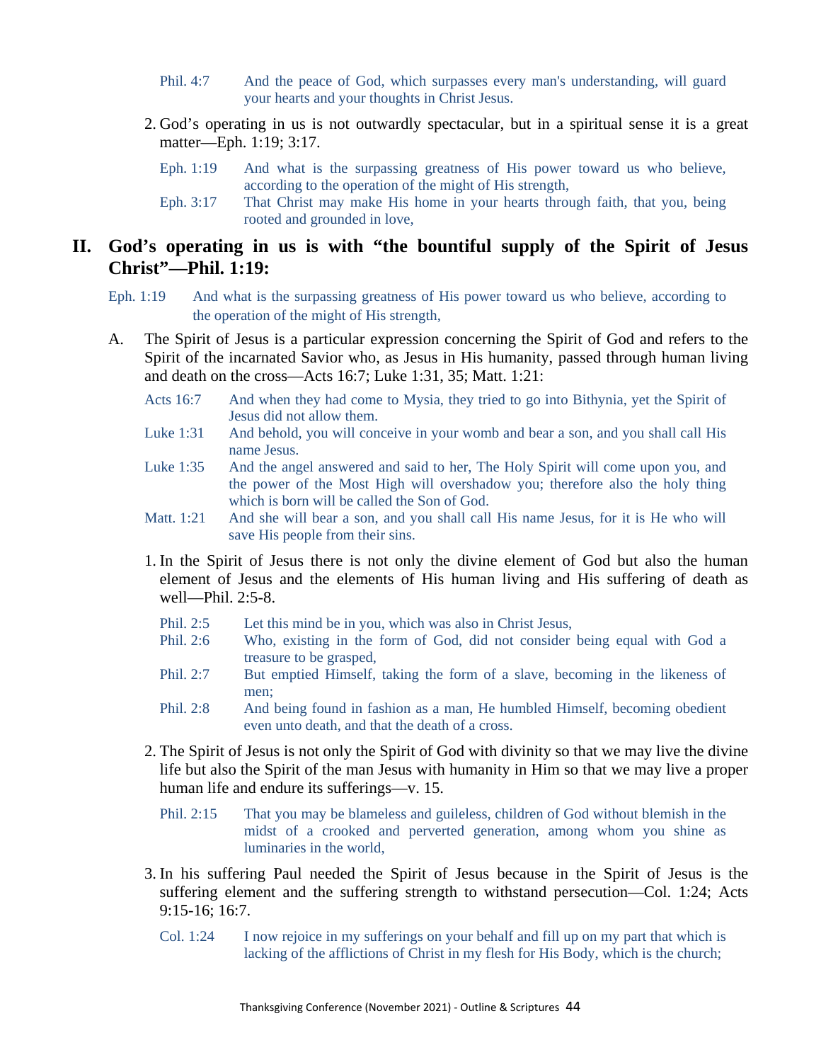Phil. 4:7 And the peace of God, which surpasses every man's understanding, will guard your hearts and your thoughts in Christ Jesus.

2. God's operating in us is not outwardly spectacular, but in a spiritual sense it is a great matter—Eph. 1:19; 3:17.

   Eph. 1:19 And what is the surpassing greatness of His power toward us who believe, according to the operation of the might of His strength,

   Eph. 3:17 That Christ may make His home in your hearts through faith, that you, being rooted and grounded in love,

## II. God's operating in us is with "the bountiful supply of the Spirit of Jesus Christ"—Phil. 1:19:

Eph. 1:19 And what is the surpassing greatness of His power toward us who believe, according to the operation of the might of His strength,

A. The Spirit of Jesus is a particular expression concerning the Spirit of God and refers to the Spirit of the incarnated Savior who, as Jesus in His humanity, passed through human living and death on the cross—Acts 16:7; Luke 1:31, 35; Matt. 1:21:

   Acts 16:7 And when they had come to Mysia, they tried to go into Bithynia, yet the Spirit of Jesus did not allow them.

   Luke 1:31 And behold, you will conceive in your womb and bear a son, and you shall call His name Jesus.

   Luke 1:35 And the angel answered and said to her, The Holy Spirit will come upon you, and the power of the Most High will overshadow you; therefore also the holy thing which is born will be called the Son of God.

   Matt. 1:21 And she will bear a son, and you shall call His name Jesus, for it is He who will save His people from their sins.

1. In the Spirit of Jesus there is not only the divine element of God but also the human element of Jesus and the elements of His human living and His suffering of death as well—Phil. 2:5-8.

   Phil. 2:5 Let this mind be in you, which was also in Christ Jesus,

   Phil. 2:6 Who, existing in the form of God, did not consider being equal with God a treasure to be grasped,

   Phil. 2:7 But emptied Himself, taking the form of a slave, becoming in the likeness of men;

   Phil. 2:8 And being found in fashion as a man, He humbled Himself, becoming obedient even unto death, and that the death of a cross.

2. The Spirit of Jesus is not only the Spirit of God with divinity so that we may live the divine life but also the Spirit of the man Jesus with humanity in Him so that we may live a proper human life and endure its sufferings—v. 15.

   Phil. 2:15 That you may be blameless and guileless, children of God without blemish in the midst of a crooked and perverted generation, among whom you shine as luminaries in the world,

3. In his suffering Paul needed the Spirit of Jesus because in the Spirit of Jesus is the suffering element and the suffering strength to withstand persecution—Col. 1:24; Acts 9:15-16; 16:7.

   Col. 1:24 I now rejoice in my sufferings on your behalf and fill up on my part that which is lacking of the afflictions of Christ in my flesh for His Body, which is the church;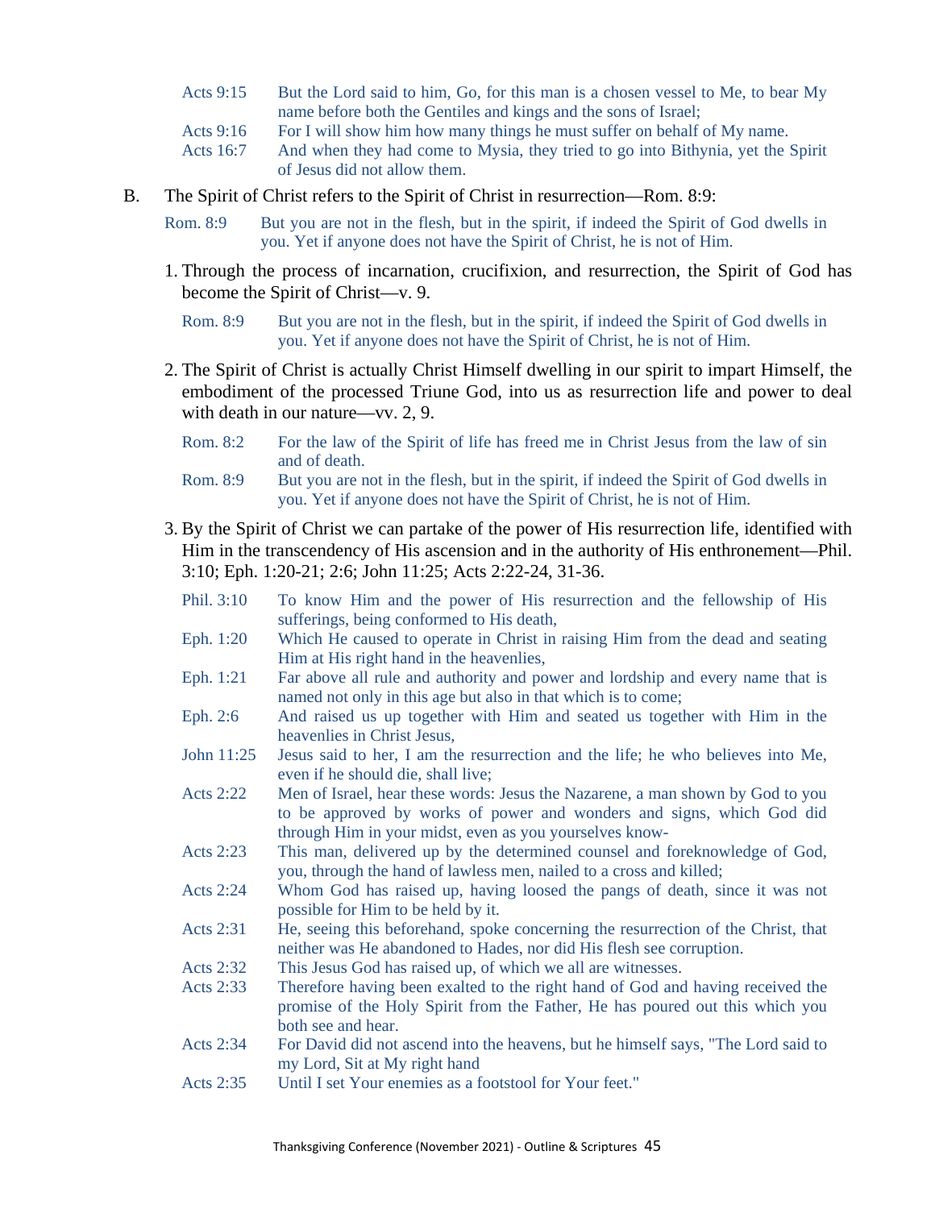Acts 9:15 But the Lord said to him, Go, for this man is a chosen vessel to Me, to bear My name before both the Gentiles and kings and the sons of Israel;

Acts 9:16 For I will show him how many things he must suffer on behalf of My name.

Acts 16:7 And when they had come to Mysia, they tried to go into Bithynia, yet the Spirit of Jesus did not allow them.

B. The Spirit of Christ refers to the Spirit of Christ in resurrection—Rom. 8:9:

Rom. 8:9 But you are not in the flesh, but in the spirit, if indeed the Spirit of God dwells in you. Yet if anyone does not have the Spirit of Christ, he is not of Him.

1. Through the process of incarnation, crucifixion, and resurrection, the Spirit of God has become the Spirit of Christ—v. 9.

   Rom. 8:9 But you are not in the flesh, but in the spirit, if indeed the Spirit of God dwells in you. Yet if anyone does not have the Spirit of Christ, he is not of Him.

2. The Spirit of Christ is actually Christ Himself dwelling in our spirit to impart Himself, the embodiment of the processed Triune God, into us as resurrection life and power to deal with death in our nature—vv. 2, 9.

   Rom. 8:2 For the law of the Spirit of life has freed me in Christ Jesus from the law of sin and of death.

   Rom. 8:9 But you are not in the flesh, but in the spirit, if indeed the Spirit of God dwells in you. Yet if anyone does not have the Spirit of Christ, he is not of Him.

3. By the Spirit of Christ we can partake of the power of His resurrection life, identified with Him in the transcendency of His ascension and in the authority of His enthronement—Phil. 3:10; Eph. 1:20-21; 2:6; John 11:25; Acts 2:22-24, 31-36.

   Phil. 3:10 To know Him and the power of His resurrection and the fellowship of His sufferings, being conformed to His death,

   Eph. 1:20 Which He caused to operate in Christ in raising Him from the dead and seating Him at His right hand in the heavenlies,

   Eph. 1:21 Far above all rule and authority and power and lordship and every name that is named not only in this age but also in that which is to come;

   Eph. 2:6 And raised us up together with Him and seated us together with Him in the heavenlies in Christ Jesus,

   John 11:25 Jesus said to her, I am the resurrection and the life; he who believes into Me, even if he should die, shall live;

   Acts 2:22 Men of Israel, hear these words: Jesus the Nazarene, a man shown by God to you to be approved by works of power and wonders and signs, which God did through Him in your midst, even as you yourselves know-

   Acts 2:23 This man, delivered up by the determined counsel and foreknowledge of God, you, through the hand of lawless men, nailed to a cross and killed;

   Acts 2:24 Whom God has raised up, having loosed the pangs of death, since it was not possible for Him to be held by it.

   Acts 2:31 He, seeing this beforehand, spoke concerning the resurrection of the Christ, that neither was He abandoned to Hades, nor did His flesh see corruption.

   Acts 2:32 This Jesus God has raised up, of which we all are witnesses.

   Acts 2:33 Therefore having been exalted to the right hand of God and having received the promise of the Holy Spirit from the Father, He has poured out this which you both see and hear.

   Acts 2:34 For David did not ascend into the heavens, but he himself says, "The Lord said to my Lord, Sit at My right hand

   Acts 2:35 Until I set Your enemies as a footstool for Your feet."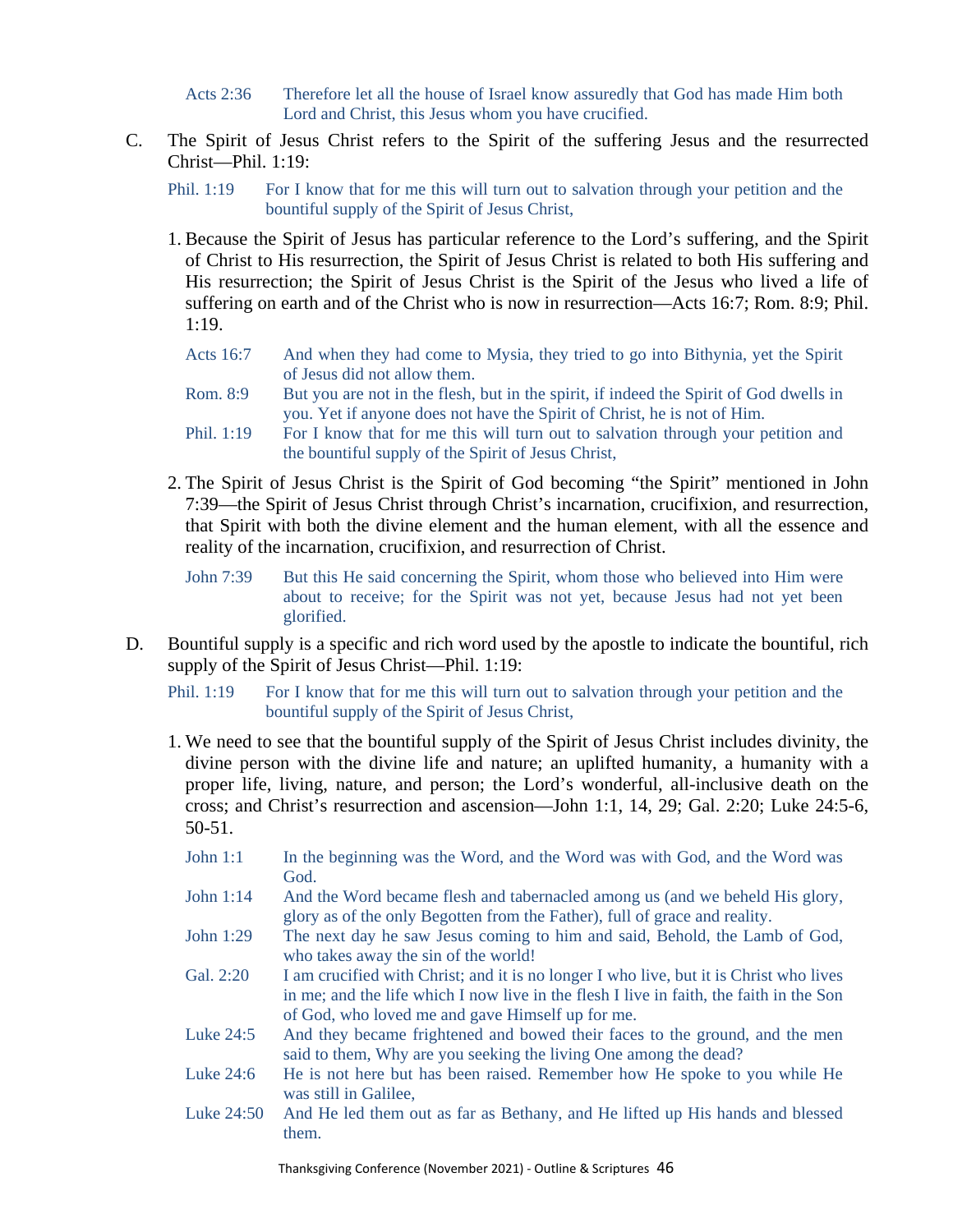Acts 2:36 Therefore let all the house of Israel know assuredly that God has made Him both Lord and Christ, this Jesus whom you have crucified.

C. The Spirit of Jesus Christ refers to the Spirit of the suffering Jesus and the resurrected Christ—Phil. 1:19:

Phil. 1:19 For I know that for me this will turn out to salvation through your petition and the bountiful supply of the Spirit of Jesus Christ,

1. Because the Spirit of Jesus has particular reference to the Lord's suffering, and the Spirit of Christ to His resurrection, the Spirit of Jesus Christ is related to both His suffering and His resurrection; the Spirit of Jesus Christ is the Spirit of the Jesus who lived a life of suffering on earth and of the Christ who is now in resurrection—Acts 16:7; Rom. 8:9; Phil. 1:19.

Acts 16:7 And when they had come to Mysia, they tried to go into Bithynia, yet the Spirit of Jesus did not allow them.

Rom. 8:9 But you are not in the flesh, but in the spirit, if indeed the Spirit of God dwells in you. Yet if anyone does not have the Spirit of Christ, he is not of Him.

Phil. 1:19 For I know that for me this will turn out to salvation through your petition and the bountiful supply of the Spirit of Jesus Christ,

2. The Spirit of Jesus Christ is the Spirit of God becoming "the Spirit" mentioned in John 7:39—the Spirit of Jesus Christ through Christ's incarnation, crucifixion, and resurrection, that Spirit with both the divine element and the human element, with all the essence and reality of the incarnation, crucifixion, and resurrection of Christ.

John 7:39 But this He said concerning the Spirit, whom those who believed into Him were about to receive; for the Spirit was not yet, because Jesus had not yet been glorified.

D. Bountiful supply is a specific and rich word used by the apostle to indicate the bountiful, rich supply of the Spirit of Jesus Christ—Phil. 1:19:

Phil. 1:19 For I know that for me this will turn out to salvation through your petition and the bountiful supply of the Spirit of Jesus Christ,

1. We need to see that the bountiful supply of the Spirit of Jesus Christ includes divinity, the divine person with the divine life and nature; an uplifted humanity, a humanity with a proper life, living, nature, and person; the Lord's wonderful, all-inclusive death on the cross; and Christ's resurrection and ascension—John 1:1, 14, 29; Gal. 2:20; Luke 24:5-6, 50-51.

John 1:1 In the beginning was the Word, and the Word was with God, and the Word was God.

John 1:14 And the Word became flesh and tabernacled among us (and we beheld His glory, glory as of the only Begotten from the Father), full of grace and reality.

John 1:29 The next day he saw Jesus coming to him and said, Behold, the Lamb of God, who takes away the sin of the world!

Gal. 2:20 I am crucified with Christ; and it is no longer I who live, but it is Christ who lives in me; and the life which I now live in the flesh I live in faith, the faith in the Son of God, who loved me and gave Himself up for me.

Luke 24:5 And they became frightened and bowed their faces to the ground, and the men said to them, Why are you seeking the living One among the dead?

Luke 24:6 He is not here but has been raised. Remember how He spoke to you while He was still in Galilee,

Luke 24:50 And He led them out as far as Bethany, and He lifted up His hands and blessed them.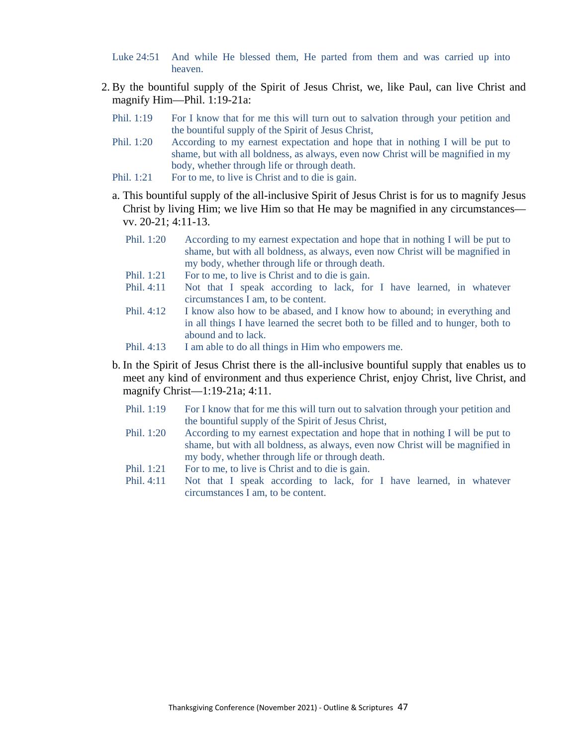Luke 24:51 And while He blessed them, He parted from them and was carried up into heaven.

2. By the bountiful supply of the Spirit of Jesus Christ, we, like Paul, can live Christ and magnify Him—Phil. 1:19-21a:

Phil. 1:19 For I know that for me this will turn out to salvation through your petition and the bountiful supply of the Spirit of Jesus Christ,
Phil. 1:20 According to my earnest expectation and hope that in nothing I will be put to shame, but with all boldness, as always, even now Christ will be magnified in my body, whether through life or through death.
Phil. 1:21 For to me, to live is Christ and to die is gain.

a. This bountiful supply of the all-inclusive Spirit of Jesus Christ is for us to magnify Jesus Christ by living Him; we live Him so that He may be magnified in any circumstances—vv. 20-21; 4:11-13.

Phil. 1:20 According to my earnest expectation and hope that in nothing I will be put to shame, but with all boldness, as always, even now Christ will be magnified in my body, whether through life or through death.
Phil. 1:21 For to me, to live is Christ and to die is gain.
Phil. 4:11 Not that I speak according to lack, for I have learned, in whatever circumstances I am, to be content.
Phil. 4:12 I know also how to be abased, and I know how to abound; in everything and in all things I have learned the secret both to be filled and to hunger, both to abound and to lack.
Phil. 4:13 I am able to do all things in Him who empowers me.

b. In the Spirit of Jesus Christ there is the all-inclusive bountiful supply that enables us to meet any kind of environment and thus experience Christ, enjoy Christ, live Christ, and magnify Christ—1:19-21a; 4:11.

Phil. 1:19 For I know that for me this will turn out to salvation through your petition and the bountiful supply of the Spirit of Jesus Christ,
Phil. 1:20 According to my earnest expectation and hope that in nothing I will be put to shame, but with all boldness, as always, even now Christ will be magnified in my body, whether through life or through death.
Phil. 1:21 For to me, to live is Christ and to die is gain.
Phil. 4:11 Not that I speak according to lack, for I have learned, in whatever circumstances I am, to be content.